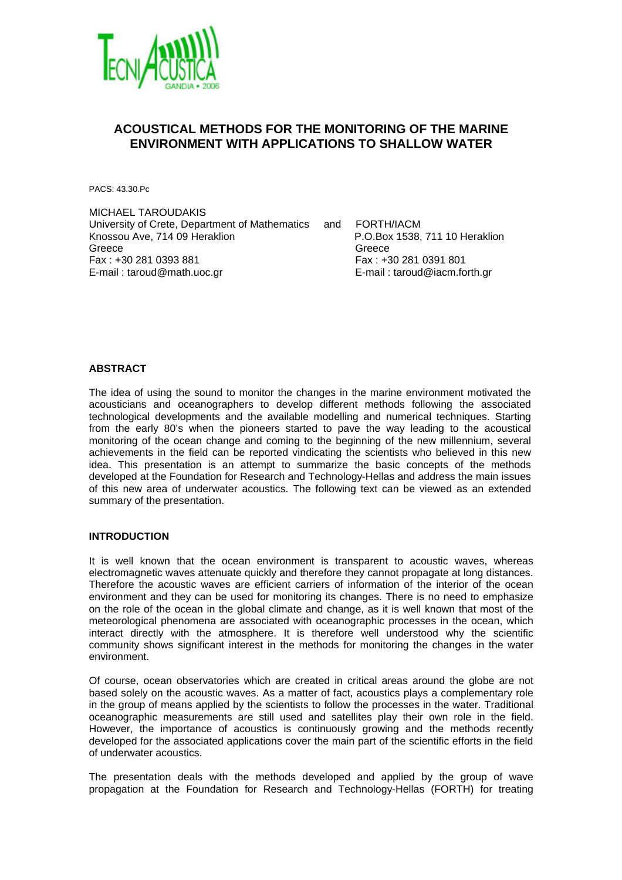# ACOUSTICAL METHODS FOR THE MONITORING OF THE MARINE ENVIRONMENT WITH APPLICATIONS TO SHALLOW WATER

PACS: 43.30.Pc

MICHAEL TAROUDAKIS

University of Crete, Department of Mathematics
Knossou Ave, 714 09 Heraklion
Greece
Fax : +30 281 0393 881
E-mail : taroud@math.uoc.gr

and

FORTH/IACM
P.O.Box 1538, 711 10 Heraklion
Greece
Fax : +30 281 0391 801
E-mail : taroud@iacm.forth.gr

## ABSTRACT

The idea of using the sound to monitor the changes in the marine environment motivated the acousticians and oceanographers to develop different methods following the associated technological developments and the available modelling and numerical techniques. Starting from the early 80's when the pioneers started to pave the way leading to the acoustical monitoring of the ocean change and coming to the beginning of the new millennium, several achievements in the field can be reported vindicating the scientists who believed in this new idea. This presentation is an attempt to summarize the basic concepts of the methods developed at the Foundation for Research and Technology-Hellas and address the main issues of this new area of underwater acoustics. The following text can be viewed as an extended summary of the presentation.

## INTRODUCTION

It is well known that the ocean environment is transparent to acoustic waves, whereas electromagnetic waves attenuate quickly and therefore they cannot propagate at long distances. Therefore the acoustic waves are efficient carriers of information of the interior of the ocean environment and they can be used for monitoring its changes. There is no need to emphasize on the role of the ocean in the global climate and change, as it is well known that most of the meteorological phenomena are associated with oceanographic processes in the ocean, which interact directly with the atmosphere. It is therefore well understood why the scientific community shows significant interest in the methods for monitoring the changes in the water environment.

Of course, ocean observatories which are created in critical areas around the globe are not based solely on the acoustic waves. As a matter of fact, acoustics plays a complementary role in the group of means applied by the scientists to follow the processes in the water. Traditional oceanographic measurements are still used and satellites play their own role in the field. However, the importance of acoustics is continuously growing and the methods recently developed for the associated applications cover the main part of the scientific efforts in the field of underwater acoustics.

The presentation deals with the methods developed and applied by the group of wave propagation at the Foundation for Research and Technology-Hellas (FORTH) for treating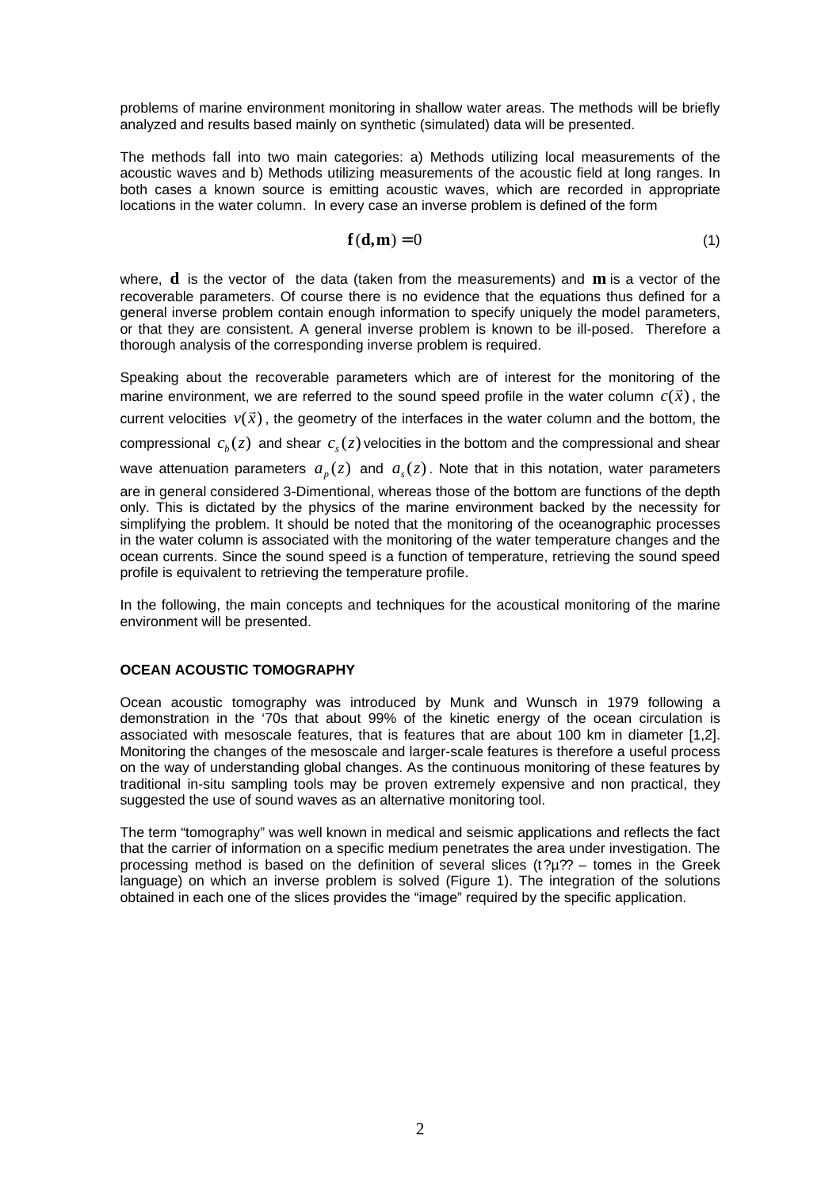problems of marine environment monitoring in shallow water areas. The methods will be briefly analyzed and results based mainly on synthetic (simulated) data will be presented.

The methods fall into two main categories: a) Methods utilizing local measurements of the acoustic waves and b) Methods utilizing measurements of the acoustic field at long ranges. In both cases a known source is emitting acoustic waves, which are recorded in appropriate locations in the water column. In every case an inverse problem is defined of the form

$$\mathbf{f}(\mathbf{d},\mathbf{m}) = 0 \tag{1}$$

where, $\mathbf{d}$ is the vector of the data (taken from the measurements) and $\mathbf{m}$ is a vector of the recoverable parameters. Of course there is no evidence that the equations thus defined for a general inverse problem contain enough information to specify uniquely the model parameters, or that they are consistent. A general inverse problem is known to be ill-posed. Therefore a thorough analysis of the corresponding inverse problem is required.

Speaking about the recoverable parameters which are of interest for the monitoring of the marine environment, we are referred to the sound speed profile in the water column $c(\vec{x})$, the current velocities $v(\vec{x})$, the geometry of the interfaces in the water column and the bottom, the compressional $c_b(z)$ and shear $c_s(z)$ velocities in the bottom and the compressional and shear wave attenuation parameters $a_p(z)$ and $a_s(z)$. Note that in this notation, water parameters are in general considered 3-Dimentional, whereas those of the bottom are functions of the depth only. This is dictated by the physics of the marine environment backed by the necessity for simplifying the problem. It should be noted that the monitoring of the oceanographic processes in the water column is associated with the monitoring of the water temperature changes and the ocean currents. Since the sound speed is a function of temperature, retrieving the sound speed profile is equivalent to retrieving the temperature profile.

In the following, the main concepts and techniques for the acoustical monitoring of the marine environment will be presented.

## OCEAN ACOUSTIC TOMOGRAPHY

Ocean acoustic tomography was introduced by Munk and Wunsch in 1979 following a demonstration in the '70s that about 99% of the kinetic energy of the ocean circulation is associated with mesoscale features, that is features that are about 100 km in diameter [1,2]. Monitoring the changes of the mesoscale and larger-scale features is therefore a useful process on the way of understanding global changes. As the continuous monitoring of these features by traditional in-situ sampling tools may be proven extremely expensive and non practical, they suggested the use of sound waves as an alternative monitoring tool.

The term "tomography" was well known in medical and seismic applications and reflects the fact that the carrier of information on a specific medium penetrates the area under investigation. The processing method is based on the definition of several slices (t?µ?? – tomes in the Greek language) on which an inverse problem is solved (Figure 1). The integration of the solutions obtained in each one of the slices provides the "image" required by the specific application.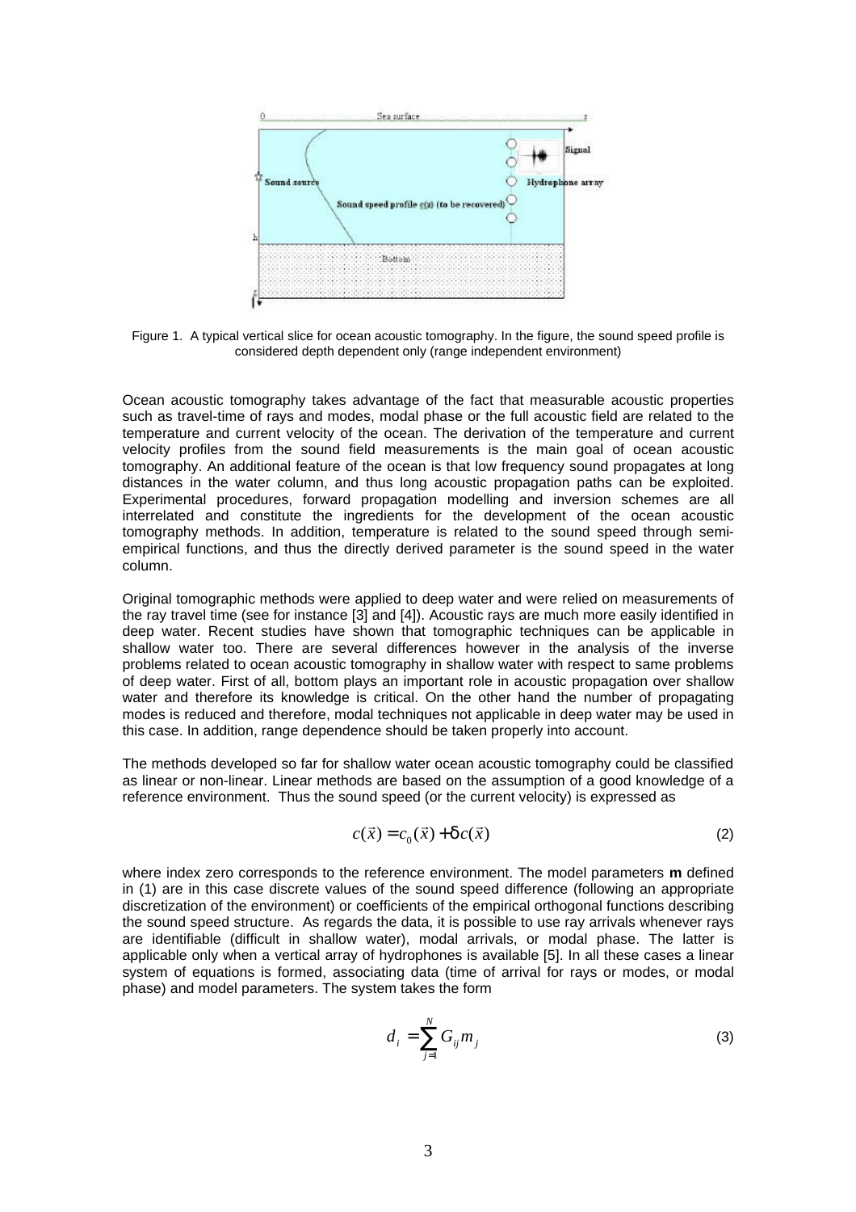Figure 1. A typical vertical slice for ocean acoustic tomography. In the figure, the sound speed profile is considered depth dependent only (range independent environment)

Ocean acoustic tomography takes advantage of the fact that measurable acoustic properties such as travel-time of rays and modes, modal phase or the full acoustic field are related to the temperature and current velocity of the ocean. The derivation of the temperature and current velocity profiles from the sound field measurements is the main goal of ocean acoustic tomography. An additional feature of the ocean is that low frequency sound propagates at long distances in the water column, and thus long acoustic propagation paths can be exploited. Experimental procedures, forward propagation modelling and inversion schemes are all interrelated and constitute the ingredients for the development of the ocean acoustic tomography methods. In addition, temperature is related to the sound speed through semi-empirical functions, and thus the directly derived parameter is the sound speed in the water column.

Original tomographic methods were applied to deep water and were relied on measurements of the ray travel time (see for instance [3] and [4]). Acoustic rays are much more easily identified in deep water. Recent studies have shown that tomographic techniques can be applicable in shallow water too. There are several differences however in the analysis of the inverse problems related to ocean acoustic tomography in shallow water with respect to same problems of deep water. First of all, bottom plays an important role in acoustic propagation over shallow water and therefore its knowledge is critical. On the other hand the number of propagating modes is reduced and therefore, modal techniques not applicable in deep water may be used in this case. In addition, range dependence should be taken properly into account.

The methods developed so far for shallow water ocean acoustic tomography could be classified as linear or non-linear. Linear methods are based on the assumption of a good knowledge of a reference environment. Thus the sound speed (or the current velocity) is expressed as

$$c(\vec{x}) = c_0(\vec{x}) + \delta c(\vec{x}) \tag{2}$$

where index zero corresponds to the reference environment. The model parameters **m** defined in (1) are in this case discrete values of the sound speed difference (following an appropriate discretization of the environment) or coefficients of the empirical orthogonal functions describing the sound speed structure. As regards the data, it is possible to use ray arrivals whenever rays are identifiable (difficult in shallow water), modal arrivals, or modal phase. The latter is applicable only when a vertical array of hydrophones is available [5]. In all these cases a linear system of equations is formed, associating data (time of arrival for rays or modes, or modal phase) and model parameters. The system takes the form

$$d_i = \sum_{j=1}^{N} G_{ij} m_j \tag{3}$$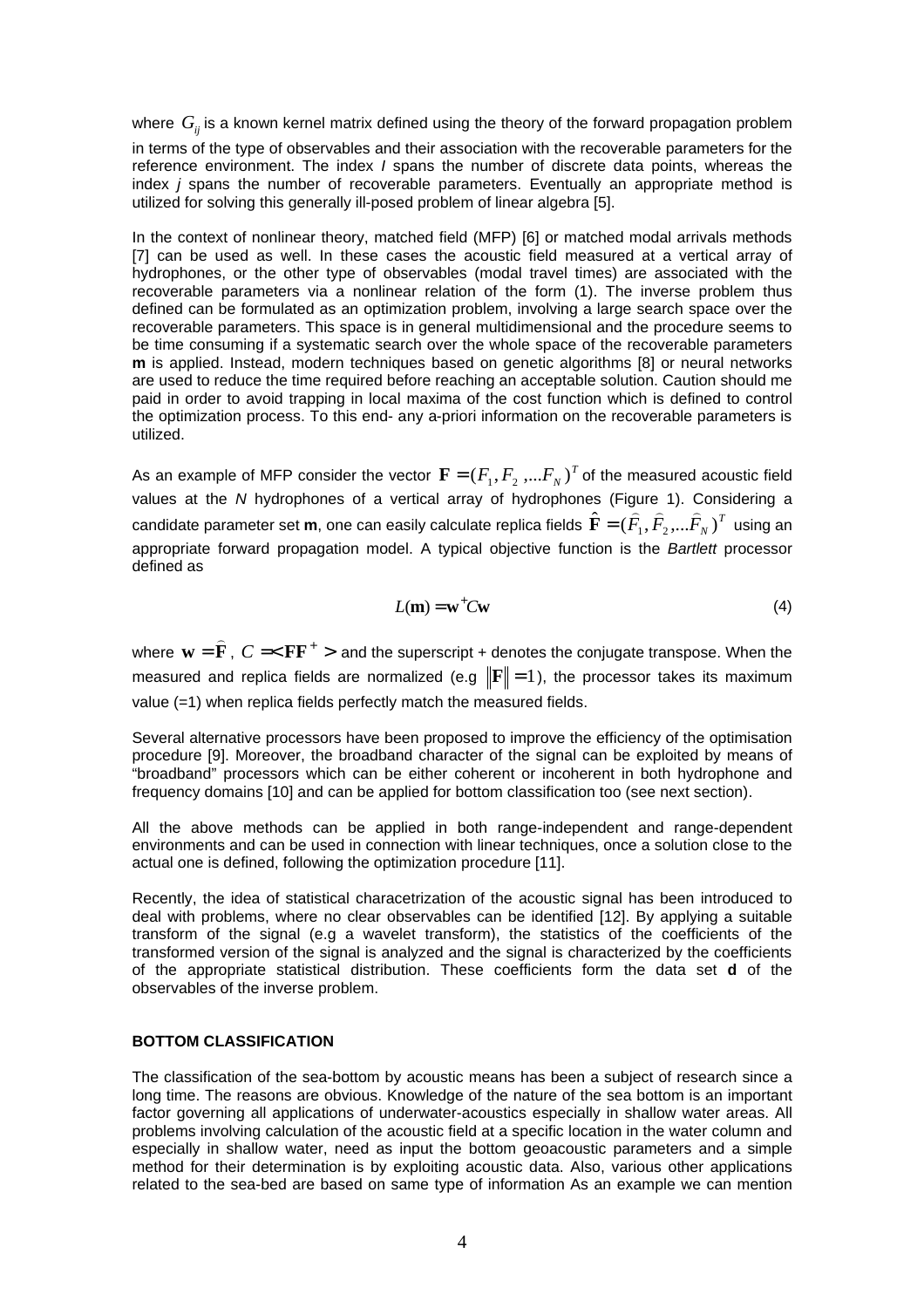where $G_{ij}$ is a known kernel matrix defined using the theory of the forward propagation problem in terms of the type of observables and their association with the recoverable parameters for the reference environment. The index *I* spans the number of discrete data points, whereas the index *j* spans the number of recoverable parameters. Eventually an appropriate method is utilized for solving this generally ill-posed problem of linear algebra [5].

In the context of nonlinear theory, matched field (MFP) [6] or matched modal arrivals methods [7] can be used as well. In these cases the acoustic field measured at a vertical array of hydrophones, or the other type of observables (modal travel times) are associated with the recoverable parameters via a nonlinear relation of the form (1). The inverse problem thus defined can be formulated as an optimization problem, involving a large search space over the recoverable parameters. This space is in general multidimensional and the procedure seems to be time consuming if a systematic search over the whole space of the recoverable parameters **m** is applied. Instead, modern techniques based on genetic algorithms [8] or neural networks are used to reduce the time required before reaching an acceptable solution. Caution should me paid in order to avoid trapping in local maxima of the cost function which is defined to control the optimization process. To this end- any a-priori information on the recoverable parameters is utilized.

As an example of MFP consider the vector $\mathbf{F} = (F_1, F_2, ...F_N)^T$ of the measured acoustic field values at the *N* hydrophones of a vertical array of hydrophones (Figure 1). Considering a candidate parameter set **m**, one can easily calculate replica fields $\hat{\mathbf{F}} = (\hat{F}_1, \hat{F}_2, ...\hat{F}_N)^T$ using an appropriate forward propagation model. A typical objective function is the *Bartlett* processor defined as

$$L(\mathbf{m}) = \mathbf{w}^{+} C \mathbf{w} \tag{4}$$

where $\mathbf{w} = \hat{\mathbf{F}}$, $C = <\mathbf{F}\mathbf{F}^{+}>$ and the superscript + denotes the conjugate transpose. When the measured and replica fields are normalized (e.g $\|\mathbf{F}\| = 1$), the processor takes its maximum value (=1) when replica fields perfectly match the measured fields.

Several alternative processors have been proposed to improve the efficiency of the optimisation procedure [9]. Moreover, the broadband character of the signal can be exploited by means of "broadband" processors which can be either coherent or incoherent in both hydrophone and frequency domains [10] and can be applied for bottom classification too (see next section).

All the above methods can be applied in both range-independent and range-dependent environments and can be used in connection with linear techniques, once a solution close to the actual one is defined, following the optimization procedure [11].

Recently, the idea of statistical characetrization of the acoustic signal has been introduced to deal with problems, where no clear observables can be identified [12]. By applying a suitable transform of the signal (e.g a wavelet transform), the statistics of the coefficients of the transformed version of the signal is analyzed and the signal is characterized by the coefficients of the appropriate statistical distribution. These coefficients form the data set **d** of the observables of the inverse problem.

## BOTTOM CLASSIFICATION

The classification of the sea-bottom by acoustic means has been a subject of research since a long time. The reasons are obvious. Knowledge of the nature of the sea bottom is an important factor governing all applications of underwater-acoustics especially in shallow water areas. All problems involving calculation of the acoustic field at a specific location in the water column and especially in shallow water, need as input the bottom geoacoustic parameters and a simple method for their determination is by exploiting acoustic data. Also, various other applications related to the sea-bed are based on same type of information As an example we can mention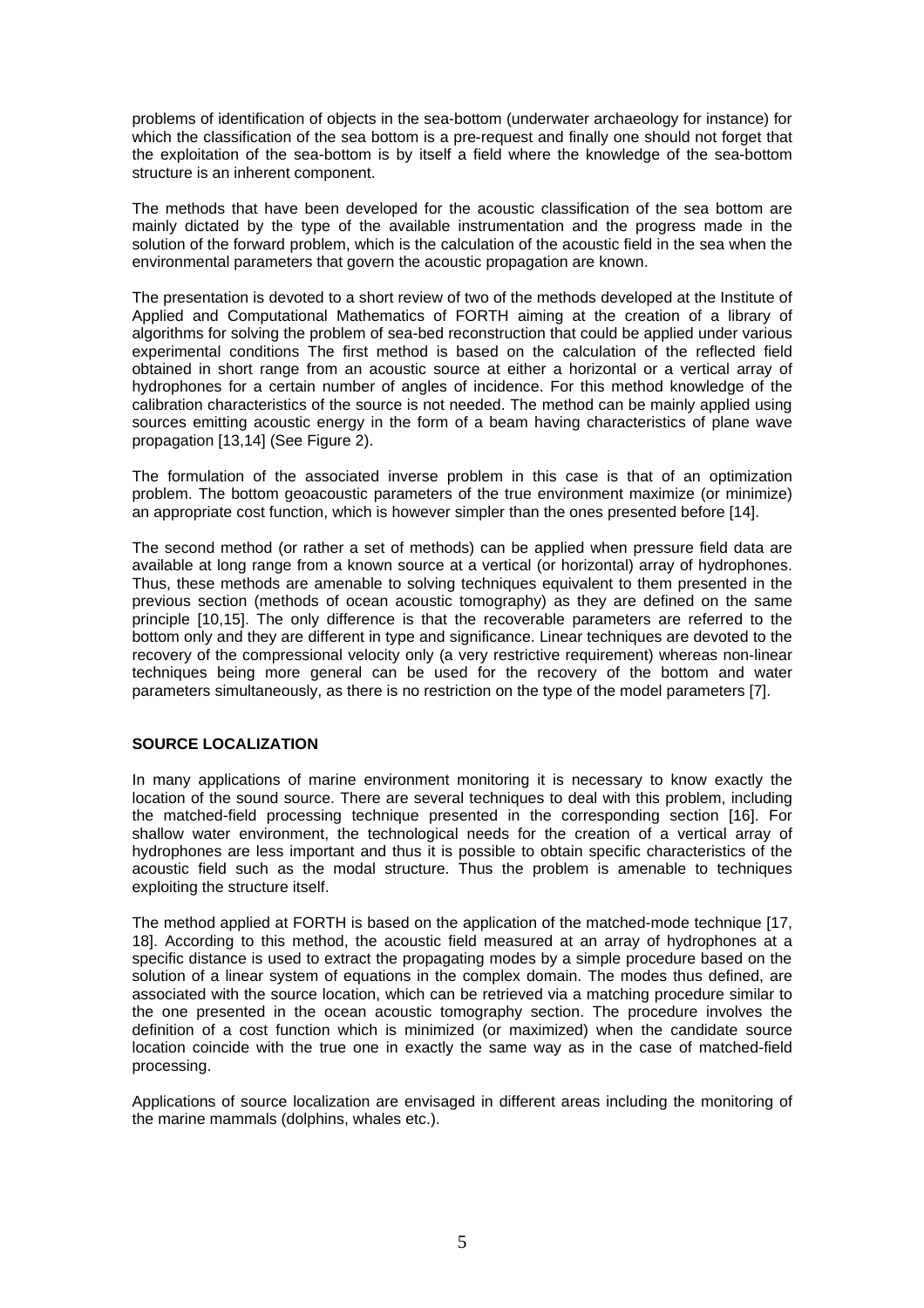problems of identification of objects in the sea-bottom (underwater archaeology for instance) for which the classification of the sea bottom is a pre-request and finally one should not forget that the exploitation of the sea-bottom is by itself a field where the knowledge of the sea-bottom structure is an inherent component.

The methods that have been developed for the acoustic classification of the sea bottom are mainly dictated by the type of the available instrumentation and the progress made in the solution of the forward problem, which is the calculation of the acoustic field in the sea when the environmental parameters that govern the acoustic propagation are known.

The presentation is devoted to a short review of two of the methods developed at the Institute of Applied and Computational Mathematics of FORTH aiming at the creation of a library of algorithms for solving the problem of sea-bed reconstruction that could be applied under various experimental conditions The first method is based on the calculation of the reflected field obtained in short range from an acoustic source at either a horizontal or a vertical array of hydrophones for a certain number of angles of incidence. For this method knowledge of the calibration characteristics of the source is not needed. The method can be mainly applied using sources emitting acoustic energy in the form of a beam having characteristics of plane wave propagation [13,14] (See Figure 2).

The formulation of the associated inverse problem in this case is that of an optimization problem. The bottom geoacoustic parameters of the true environment maximize (or minimize) an appropriate cost function, which is however simpler than the ones presented before [14].

The second method (or rather a set of methods) can be applied when pressure field data are available at long range from a known source at a vertical (or horizontal) array of hydrophones. Thus, these methods are amenable to solving techniques equivalent to them presented in the previous section (methods of ocean acoustic tomography) as they are defined on the same principle [10,15]. The only difference is that the recoverable parameters are referred to the bottom only and they are different in type and significance. Linear techniques are devoted to the recovery of the compressional velocity only (a very restrictive requirement) whereas non-linear techniques being more general can be used for the recovery of the bottom and water parameters simultaneously, as there is no restriction on the type of the model parameters [7].

## SOURCE LOCALIZATION

In many applications of marine environment monitoring it is necessary to know exactly the location of the sound source. There are several techniques to deal with this problem, including the matched-field processing technique presented in the corresponding section [16]. For shallow water environment, the technological needs for the creation of a vertical array of hydrophones are less important and thus it is possible to obtain specific characteristics of the acoustic field such as the modal structure. Thus the problem is amenable to techniques exploiting the structure itself.

The method applied at FORTH is based on the application of the matched-mode technique [17, 18]. According to this method, the acoustic field measured at an array of hydrophones at a specific distance is used to extract the propagating modes by a simple procedure based on the solution of a linear system of equations in the complex domain. The modes thus defined, are associated with the source location, which can be retrieved via a matching procedure similar to the one presented in the ocean acoustic tomography section. The procedure involves the definition of a cost function which is minimized (or maximized) when the candidate source location coincide with the true one in exactly the same way as in the case of matched-field processing.

Applications of source localization are envisaged in different areas including the monitoring of the marine mammals (dolphins, whales etc.).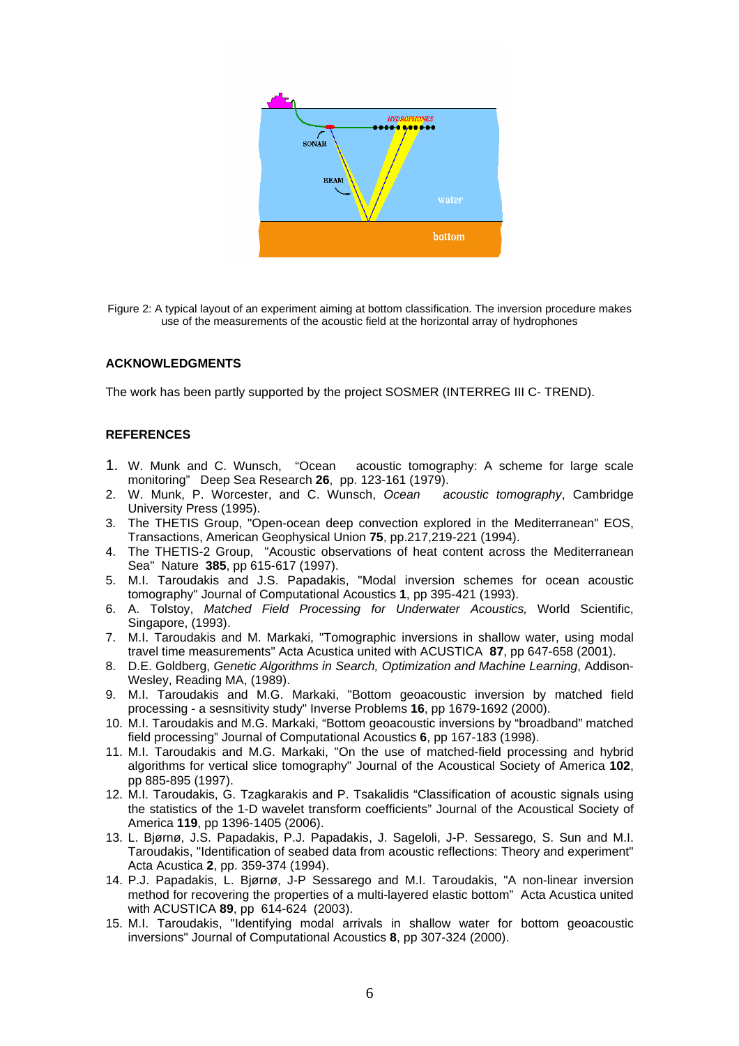Figure 2: A typical layout of an experiment aiming at bottom classification. The inversion procedure makes use of the measurements of the acoustic field at the horizontal array of hydrophones

## ACKNOWLEDGMENTS

The work has been partly supported by the project SOSMER (INTERREG III C- TREND).

## REFERENCES

1. W. Munk and C. Wunsch, "Ocean acoustic tomography: A scheme for large scale monitoring" Deep Sea Research **26**, pp. 123-161 (1979).
2. W. Munk, P. Worcester, and C. Wunsch, *Ocean acoustic tomography*, Cambridge University Press (1995).
3. The THETIS Group, "Open-ocean deep convection explored in the Mediterranean" EOS, Transactions, American Geophysical Union **75**, pp.217,219-221 (1994).
4. The THETIS-2 Group, "Acoustic observations of heat content across the Mediterranean Sea" Nature **385**, pp 615-617 (1997).
5. M.I. Taroudakis and J.S. Papadakis, "Modal inversion schemes for ocean acoustic tomography" Journal of Computational Acoustics **1**, pp 395-421 (1993).
6. A. Tolstoy, *Matched Field Processing for Underwater Acoustics,* World Scientific, Singapore, (1993).
7. M.I. Taroudakis and M. Markaki, "Tomographic inversions in shallow water, using modal travel time measurements" Acta Acustica united with ACUSTICA **87**, pp 647-658 (2001).
8. D.E. Goldberg, *Genetic Algorithms in Search, Optimization and Machine Learning*, Addison-Wesley, Reading MA, (1989).
9. M.I. Taroudakis and M.G. Markaki, "Bottom geoacoustic inversion by matched field processing - a sesnsitivity study" Inverse Problems **16**, pp 1679-1692 (2000).
10. M.I. Taroudakis and M.G. Markaki, "Bottom geoacoustic inversions by "broadband" matched field processing" Journal of Computational Acoustics **6**, pp 167-183 (1998).
11. M.I. Taroudakis and M.G. Markaki, "On the use of matched-field processing and hybrid algorithms for vertical slice tomography" Journal of the Acoustical Society of America **102**, pp 885-895 (1997).
12. M.I. Taroudakis, G. Tzagkarakis and P. Tsakalidis "Classification of acoustic signals using the statistics of the 1-D wavelet transform coefficients" Journal of the Acoustical Society of America **119**, pp 1396-1405 (2006).
13. L. Bjørnø, J.S. Papadakis, P.J. Papadakis, J. Sageloli, J-P. Sessarego, S. Sun and M.I. Taroudakis, "Identification of seabed data from acoustic reflections: Theory and experiment" Acta Acustica **2**, pp. 359-374 (1994).
14. P.J. Papadakis, L. Bjørnø, J-P Sessarego and M.I. Taroudakis, "A non-linear inversion method for recovering the properties of a multi-layered elastic bottom" Acta Acustica united with ACUSTICA **89**, pp 614-624 (2003).
15. M.I. Taroudakis, "Identifying modal arrivals in shallow water for bottom geoacoustic inversions" Journal of Computational Acoustics **8**, pp 307-324 (2000).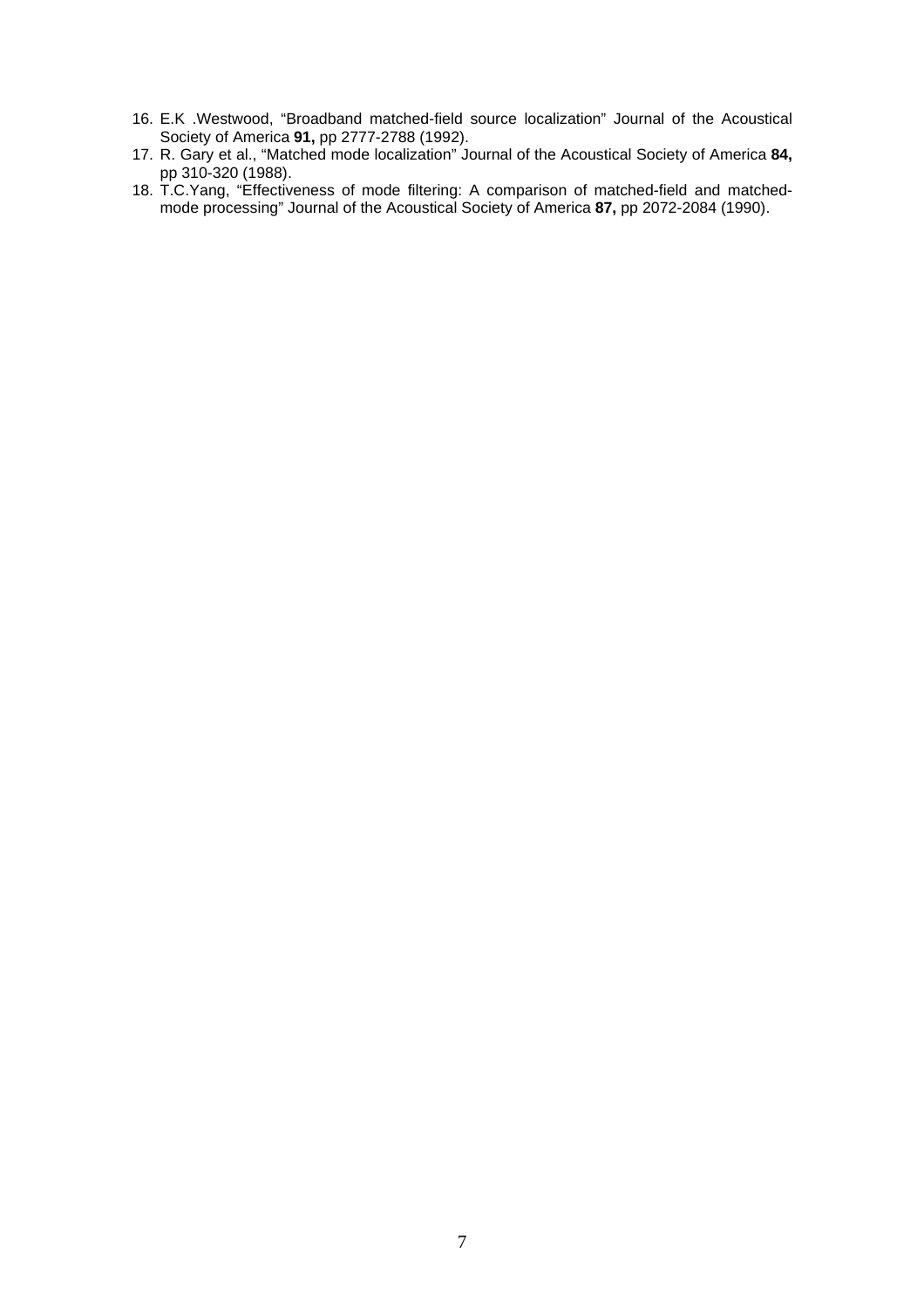16. E.K .Westwood, “Broadband matched-field source localization” Journal of the Acoustical Society of America **91,** pp 2777-2788 (1992).
17. R. Gary et al., “Matched mode localization” Journal of the Acoustical Society of America **84,** pp 310-320 (1988).
18. T.C.Yang, “Effectiveness of mode filtering: A comparison of matched-field and matched-mode processing” Journal of the Acoustical Society of America **87,** pp 2072-2084 (1990).